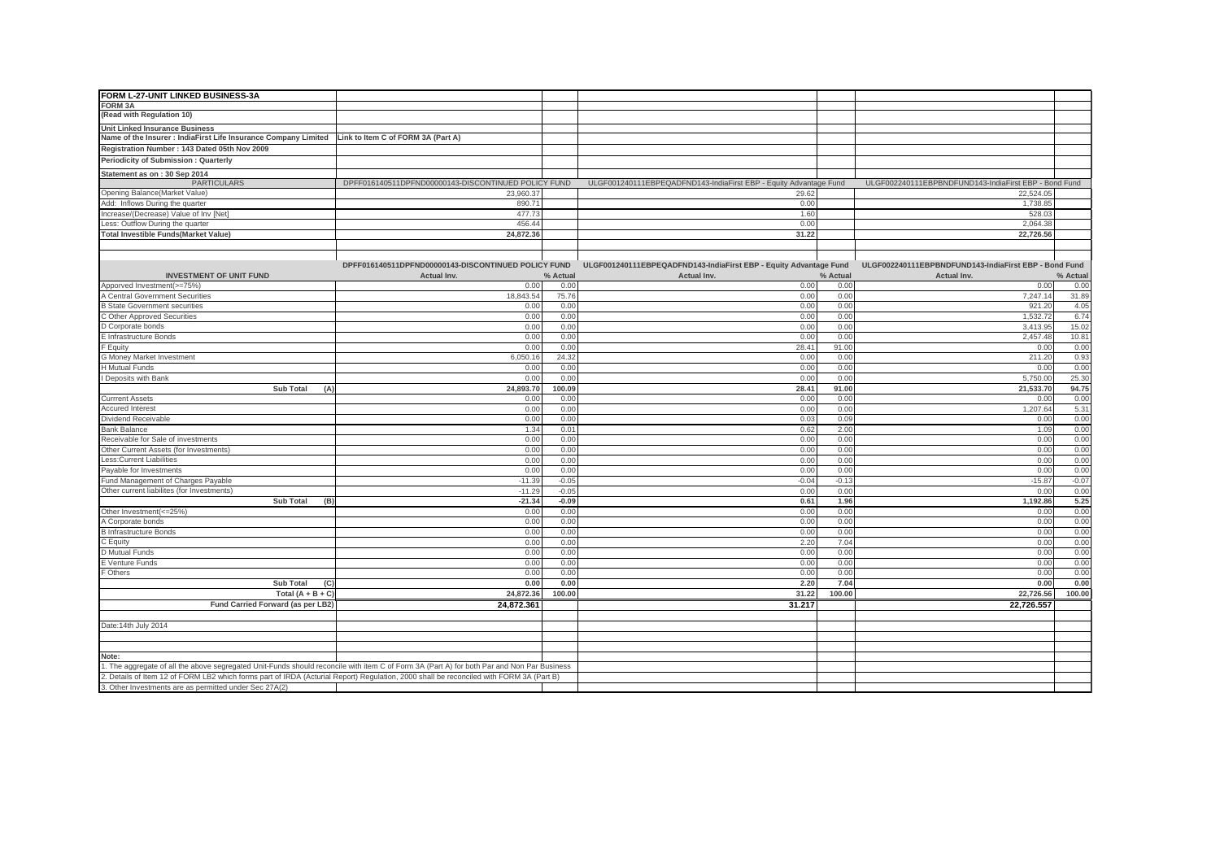**FORM L-27-UNIT LINKED BUSINESS-3A**

**FORM 3A**

**(Read with Regulation 10)**

**Unit Linked Insurance Business**

**Name of the Insurer : IndiaFirst Life Insurance Company Limited** | **Link to Item C of FORM 3A (Part A)**

**Registration Number : 143 Dated 05th Nov 2009**

**Periodicity of Submission : Quarterly**

**Statement as on : 30 Sep 2014**

| PARTICULARS | DPFF016140511DPFND00000143-DISCONTINUED POLICY FUND | ULGF001240111EBPEQADFND143-IndiaFirst EBP - Equity Advantage Fund | ULGF002240111EBPBNDFUND143-IndiaFirst EBP - Bond Fund |
|---|---|---|---|
| Opening Balance(Market Value) | 23,960.37 | 29.62 | 22,524.05 |
| Add: Inflows During the quarter | 890.71 | 0.00 | 1,738.85 |
| Increase/(Decrease) Value of Inv [Net] | 477.73 | 1.60 | 528.03 |
| Less: Outflow During the quarter | 456.44 | 0.00 | 2,064.38 |
| **Total Investible Funds(Market Value)** | **24,872.36** | **31.22** | **22,726.56** |

| INVESTMENT OF UNIT FUND | DPFF016140511DPFND00000143-DISCONTINUED POLICY FUND | | ULGF001240111EBPEQADFND143-IndiaFirst EBP - Equity Advantage Fund | | ULGF002240111EBPBNDFUND143-IndiaFirst EBP - Bond Fund | |
|---|---|---|---|---|---|---|
| | **Actual Inv.** | **% Actual** | **Actual Inv.** | **% Actual** | **Actual Inv.** | **% Actual** |
| Apporved Investment(>=75%) | 0.00 | 0.00 | 0.00 | 0.00 | 0.00 | 0.00 |
| A Central Government Securities | 18,843.54 | 75.76 | 0.00 | 0.00 | 7,247.14 | 31.89 |
| B State Government securities | 0.00 | 0.00 | 0.00 | 0.00 | 921.20 | 4.05 |
| C Other Approved Securities | 0.00 | 0.00 | 0.00 | 0.00 | 1,532.72 | 6.74 |
| D Corporate bonds | 0.00 | 0.00 | 0.00 | 0.00 | 3,413.95 | 15.02 |
| E Infrastructure Bonds | 0.00 | 0.00 | 0.00 | 0.00 | 2,457.48 | 10.81 |
| F Equity | 0.00 | 0.00 | 28.41 | 91.00 | 0.00 | 0.00 |
| G Money Market Investment | 6,050.16 | 24.32 | 0.00 | 0.00 | 211.20 | 0.93 |
| H Mutual Funds | 0.00 | 0.00 | 0.00 | 0.00 | 0.00 | 0.00 |
| I Deposits with Bank | 0.00 | 0.00 | 0.00 | 0.00 | 5,750.00 | 25.30 |
| **Sub Total (A)** | **24,893.70** | **100.09** | **28.41** | **91.00** | **21,533.70** | **94.75** |
| Currrent Assets | 0.00 | 0.00 | 0.00 | 0.00 | 0.00 | 0.00 |
| Accured Interest | 0.00 | 0.00 | 0.00 | 0.00 | 1,207.64 | 5.31 |
| Dividend Receivable | 0.00 | 0.00 | 0.03 | 0.09 | 0.00 | 0.00 |
| Bank Balance | 1.34 | 0.01 | 0.62 | 2.00 | 1.09 | 0.00 |
| Receivable for Sale of investments | 0.00 | 0.00 | 0.00 | 0.00 | 0.00 | 0.00 |
| Other Current Assets (for Investments) | 0.00 | 0.00 | 0.00 | 0.00 | 0.00 | 0.00 |
| Less:Current Liabilities | 0.00 | 0.00 | 0.00 | 0.00 | 0.00 | 0.00 |
| Payable for Investments | 0.00 | 0.00 | 0.00 | 0.00 | 0.00 | 0.00 |
| Fund Management of Charges Payable | -11.39 | -0.05 | -0.04 | -0.13 | -15.87 | -0.07 |
| Other current liabilites (for Investments) | -11.29 | -0.05 | 0.00 | 0.00 | 0.00 | 0.00 |
| **Sub Total (B)** | **-21.34** | **-0.09** | **0.61** | **1.96** | **1,192.86** | **5.25** |
| Other Investment(<=25%) | 0.00 | 0.00 | 0.00 | 0.00 | 0.00 | 0.00 |
| A Corporate bonds | 0.00 | 0.00 | 0.00 | 0.00 | 0.00 | 0.00 |
| B Infrastructure Bonds | 0.00 | 0.00 | 0.00 | 0.00 | 0.00 | 0.00 |
| C Equity | 0.00 | 0.00 | 2.20 | 7.04 | 0.00 | 0.00 |
| D Mutual Funds | 0.00 | 0.00 | 0.00 | 0.00 | 0.00 | 0.00 |
| E Venture Funds | 0.00 | 0.00 | 0.00 | 0.00 | 0.00 | 0.00 |
| F Others | 0.00 | 0.00 | 0.00 | 0.00 | 0.00 | 0.00 |
| **Sub Total (C)** | **0.00** | **0.00** | **2.20** | **7.04** | **0.00** | **0.00** |
| **Total (A + B + C)** | **24,872.36** | **100.00** | **31.22** | **100.00** | **22,726.56** | **100.00** |
| **Fund Carried Forward (as per LB2)** | **24,872.361** | | **31.217** | | **22,726.557** | |

Date:14th July 2014

**Note:**

1. The aggregate of all the above segregated Unit-Funds should reconcile with item C of Form 3A (Part A) for both Par and Non Par Business
2. Details of Item 12 of FORM LB2 which forms part of IRDA (Acturial Report) Regulation, 2000 shall be reconciled with FORM 3A (Part B)
3. Other Investments are as permitted under Sec 27A(2)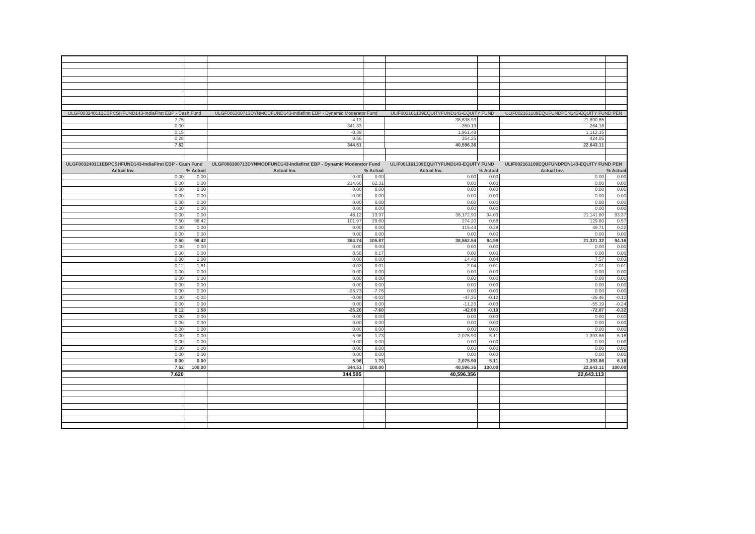| ULGF003240111EBPCSHFUND143-IndiaFirst EBP - Cash Fund | | ULGF006300713DYNMODFUND143-Indiafirst EBP - Dynamic Moderator Fund | | ULIF001161109EQUITYFUND143-EQUITY FUND | | ULIF002161109EQUFUNDPEN143-EQUITY FUND PEN | |
|---|---|---|---|---|---|---|---|
| 7.75 | | 4.13 | | 38,638.93 | | 21,690.85 | |
| 0.00 | | 341.33 | | 350.19 | | 264.16 | |
| 0.15 | | -0.39 | | 1,961.48 | | 1,112.15 | |
| 0.28 | | 0.56 | | 354.25 | | 424.05 | |
| **7.62** | | **344.51** | | **40,596.36** | | **22,643.11** | |

| ULGF003240111EBPCSHFUND143-IndiaFirst EBP - Cash Fund | | ULGF006300713DYNMODFUND143-Indiafirst EBP - Dynamic Moderator Fund | | ULIF001161109EQUITYFUND143-EQUITY FUND | | ULIF002161109EQUFUNDPEN143-EQUITY FUND PEN | |
|---|---|---|---|---|---|---|---|
| Actual Inv. | % Actual | Actual Inv. | % Actual | Actual Inv. | % Actual | Actual Inv. | % Actual |
| 0.00 | 0.00 | 0.00 | 0.00 | 0.00 | 0.00 | 0.00 | 0.00 |
| 0.00 | 0.00 | 214.66 | 62.31 | 0.00 | 0.00 | 0.00 | 0.00 |
| 0.00 | 0.00 | 0.00 | 0.00 | 0.00 | 0.00 | 0.00 | 0.00 |
| 0.00 | 0.00 | 0.00 | 0.00 | 0.00 | 0.00 | 0.00 | 0.00 |
| 0.00 | 0.00 | 0.00 | 0.00 | 0.00 | 0.00 | 0.00 | 0.00 |
| 0.00 | 0.00 | 0.00 | 0.00 | 0.00 | 0.00 | 0.00 | 0.00 |
| 0.00 | 0.00 | 48.12 | 13.97 | 38,172.90 | 94.03 | 21,141.80 | 93.37 |
| 7.50 | 98.42 | 101.97 | 29.60 | 274.20 | 0.68 | 129.80 | 0.57 |
| 0.00 | 0.00 | 0.00 | 0.00 | 115.44 | 0.28 | 49.71 | 0.22 |
| 0.00 | 0.00 | 0.00 | 0.00 | 0.00 | 0.00 | 0.00 | 0.00 |
| **7.50** | **98.42** | **364.74** | **105.87** | **38,562.54** | **94.99** | **21,321.32** | **94.16** |
| 0.00 | 0.00 | 0.00 | 0.00 | 0.00 | 0.00 | 0.00 | 0.00 |
| 0.00 | 0.00 | 0.58 | 0.17 | 0.00 | 0.00 | 0.00 | 0.00 |
| 0.00 | 0.00 | 0.00 | 0.00 | 14.48 | 0.04 | 7.57 | 0.03 |
| 0.12 | 1.61 | 0.03 | 0.01 | 2.04 | 0.01 | 2.01 | 0.01 |
| 0.00 | 0.00 | 0.00 | 0.00 | 0.00 | 0.00 | 0.00 | 0.00 |
| 0.00 | 0.00 | 0.00 | 0.00 | 0.00 | 0.00 | 0.00 | 0.00 |
| 0.00 | 0.00 | 0.00 | 0.00 | 0.00 | 0.00 | 0.00 | 0.00 |
| 0.00 | 0.00 | -26.73 | -7.76 | 0.00 | 0.00 | 0.00 | 0.00 |
| 0.00 | -0.03 | -0.08 | -0.02 | -47.35 | -0.12 | -26.46 | -0.12 |
| 0.00 | 0.00 | 0.00 | 0.00 | -11.26 | -0.03 | -55.19 | -0.24 |
| **0.12** | **1.58** | **-26.20** | **-7.60** | **-42.08** | **-0.10** | **-72.07** | **-0.32** |
| 0.00 | 0.00 | 0.00 | 0.00 | 0.00 | 0.00 | 0.00 | 0.00 |
| 0.00 | 0.00 | 0.00 | 0.00 | 0.00 | 0.00 | 0.00 | 0.00 |
| 0.00 | 0.00 | 0.00 | 0.00 | 0.00 | 0.00 | 0.00 | 0.00 |
| 0.00 | 0.00 | 5.96 | 1.73 | 2,075.90 | 5.11 | 1,393.86 | 6.16 |
| 0.00 | 0.00 | 0.00 | 0.00 | 0.00 | 0.00 | 0.00 | 0.00 |
| 0.00 | 0.00 | 0.00 | 0.00 | 0.00 | 0.00 | 0.00 | 0.00 |
| 0.00 | 0.00 | 0.00 | 0.00 | 0.00 | 0.00 | 0.00 | 0.00 |
| **0.00** | **0.00** | **5.96** | **1.73** | **2,075.90** | **5.11** | **1,393.86** | **6.16** |
| **7.62** | **100.00** | **344.51** | **100.00** | **40,596.36** | **100.00** | **22,643.11** | **100.00** |
| **7.620** | | **344.505** | | **40,596.356** | | **22,643.113** | |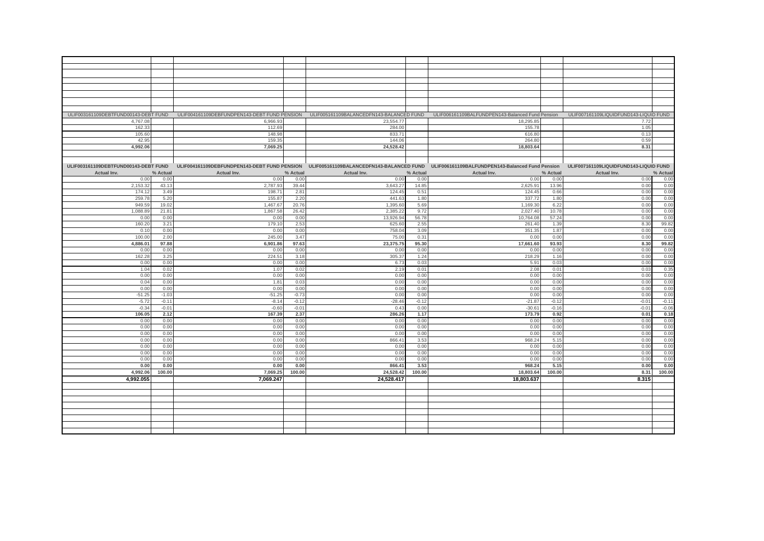| ULIF003161109DEBTFUND00143-DEBT FUND | | ULIF004161109DEBFUNDPEN143-DEBT FUND PENSION | | ULIF005161109BALANCEDFN143-BALANCED FUND | | ULIF006161109BALFUNDPEN143-Balanced Fund Pension | | ULIF007161109LIQUIDFUND143-LIQUID FUND | |
|---|---|---|---|---|---|---|---|---|---|
| 4,767.08 | | 6,966.93 | | 23,554.77 | | 18,295.85 | | 7.72 | |
| 162.33 | | 112.69 | | 284.00 | | 155.78 | | 1.05 | |
| 105.60 | | 148.98 | | 833.71 | | 616.80 | | 0.13 | |
| 42.95 | | 159.35 | | 144.06 | | 264.80 | | 0.59 | |
| **4,992.06** | | **7,069.25** | | **24,528.42** | | **18,803.64** | | **8.31** | |

| ULIF003161109DEBTFUND00143-DEBT FUND | | ULIF004161109DEBFUNDPEN143-DEBT FUND PENSION | | ULIF005161109BALANCEDFN143-BALANCED FUND | | ULIF006161109BALFUNDPEN143-Balanced Fund Pension | | ULIF007161109LIQUIDFUND143-LIQUID FUND | |
|---|---|---|---|---|---|---|---|---|---|
| **Actual Inv.** | **% Actual** | **Actual Inv.** | **% Actual** | **Actual Inv.** | **% Actual** | **Actual Inv.** | **% Actual** | **Actual Inv.** | **% Actual** |
| 0.00 | 0.00 | 0.00 | 0.00 | 0.00 | 0.00 | 0.00 | 0.00 | 0.00 | 0.00 |
| 2,153.32 | 43.13 | 2,787.93 | 39.44 | 3,643.27 | 14.85 | 2,625.91 | 13.96 | 0.00 | 0.00 |
| 174.12 | 3.49 | 198.71 | 2.81 | 124.45 | 0.51 | 124.45 | 0.66 | 0.00 | 0.00 |
| 259.78 | 5.20 | 155.87 | 2.20 | 441.63 | 1.80 | 337.72 | 1.80 | 0.00 | 0.00 |
| 949.59 | 19.02 | 1,467.67 | 20.76 | 1,395.60 | 5.69 | 1,169.30 | 6.22 | 0.00 | 0.00 |
| 1,088.89 | 21.81 | 1,867.58 | 26.42 | 2,385.22 | 9.72 | 2,027.40 | 10.78 | 0.00 | 0.00 |
| 0.00 | 0.00 | 0.00 | 0.00 | 13,926.94 | 56.78 | 10,764.08 | 57.24 | 0.00 | 0.00 |
| 160.20 | 3.21 | 179.10 | 2.53 | 625.60 | 2.55 | 261.40 | 1.39 | 8.30 | 99.82 |
| 0.10 | 0.00 | 0.00 | 0.00 | 758.04 | 3.09 | 351.35 | 1.87 | 0.00 | 0.00 |
| 100.00 | 2.00 | 245.00 | 3.47 | 75.00 | 0.31 | 0.00 | 0.00 | 0.00 | 0.00 |
| **4,886.01** | **97.88** | **6,901.86** | **97.63** | **23,375.75** | **95.30** | **17,661.60** | **93.93** | **8.30** | **99.82** |
| 0.00 | 0.00 | 0.00 | 0.00 | 0.00 | 0.00 | 0.00 | 0.00 | 0.00 | 0.00 |
| 162.28 | 3.25 | 224.51 | 3.18 | 305.37 | 1.24 | 218.29 | 1.16 | 0.00 | 0.00 |
| 0.00 | 0.00 | 0.00 | 0.00 | 6.73 | 0.03 | 5.91 | 0.03 | 0.00 | 0.00 |
| 1.04 | 0.02 | 1.07 | 0.02 | 2.19 | 0.01 | 2.08 | 0.01 | 0.03 | 0.35 |
| 0.00 | 0.00 | 0.00 | 0.00 | 0.00 | 0.00 | 0.00 | 0.00 | 0.00 | 0.00 |
| 0.04 | 0.00 | 1.81 | 0.03 | 0.00 | 0.00 | 0.00 | 0.00 | 0.00 | 0.00 |
| 0.00 | 0.00 | 0.00 | 0.00 | 0.00 | 0.00 | 0.00 | 0.00 | 0.00 | 0.00 |
| -51.25 | -1.03 | -51.25 | -0.73 | 0.00 | 0.00 | 0.00 | 0.00 | 0.00 | 0.00 |
| -5.72 | -0.11 | -8.14 | -0.12 | -28.46 | -0.12 | -21.87 | -0.12 | -0.01 | -0.11 |
| -0.34 | -0.01 | -0.60 | -0.01 | 0.43 | 0.00 | -30.61 | -0.16 | -0.01 | -0.06 |
| **106.05** | **2.12** | **167.39** | **2.37** | **286.26** | **1.17** | **173.79** | **0.92** | **0.01** | **0.18** |
| 0.00 | 0.00 | 0.00 | 0.00 | 0.00 | 0.00 | 0.00 | 0.00 | 0.00 | 0.00 |
| 0.00 | 0.00 | 0.00 | 0.00 | 0.00 | 0.00 | 0.00 | 0.00 | 0.00 | 0.00 |
| 0.00 | 0.00 | 0.00 | 0.00 | 0.00 | 0.00 | 0.00 | 0.00 | 0.00 | 0.00 |
| 0.00 | 0.00 | 0.00 | 0.00 | 866.41 | 3.53 | 968.24 | 5.15 | 0.00 | 0.00 |
| 0.00 | 0.00 | 0.00 | 0.00 | 0.00 | 0.00 | 0.00 | 0.00 | 0.00 | 0.00 |
| 0.00 | 0.00 | 0.00 | 0.00 | 0.00 | 0.00 | 0.00 | 0.00 | 0.00 | 0.00 |
| 0.00 | 0.00 | 0.00 | 0.00 | 0.00 | 0.00 | 0.00 | 0.00 | 0.00 | 0.00 |
| **0.00** | **0.00** | **0.00** | **0.00** | **866.41** | **3.53** | **968.24** | **5.15** | **0.00** | **0.00** |
| **4,992.06** | **100.00** | **7,069.25** | **100.00** | **24,528.42** | **100.00** | **18,803.64** | **100.00** | **8.31** | **100.00** |
| **4,992.055** | | **7,069.247** | | **24,528.417** | | **18,803.637** | | **8.315** | |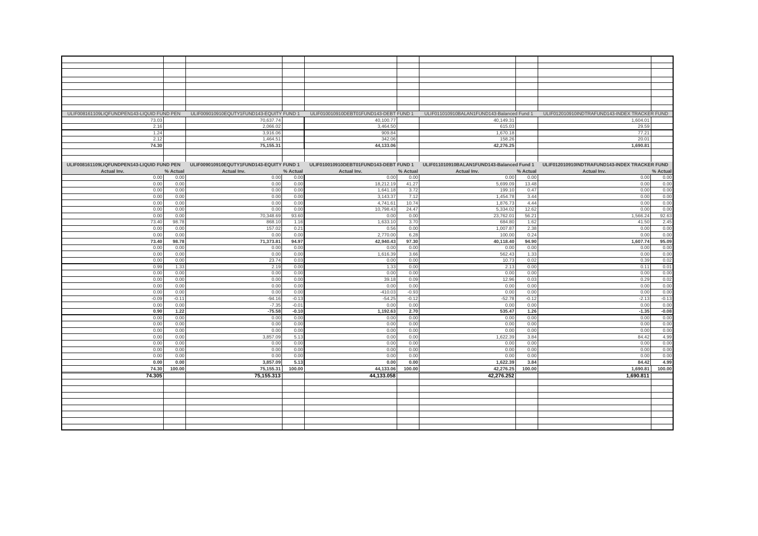| ULIF008161109LIQFUNDPEN143-LIQUID FUND PEN | | ULIF009010910EQUTY1FUND143-EQUITY FUND 1 | | ULIF010010910DEBT01FUND143-DEBT FUND 1 | | ULIF011010910BALAN1FUND143-Balanced Fund 1 | | ULIF012010910INDTRAFUND143-INDEX TRACKER FUND | |
|---|---|---|---|---|---|---|---|---|---|
| 73.03 | | 70,637.74 | | 40,100.77 | | 40,149.31 | | 1,604.01 | |
| 2.16 | | 2,066.02 | | 3,464.50 | | 615.03 | | 29.59 | |
| 1.24 | | 3,916.06 | | 909.84 | | 1,670.18 | | 77.21 | |
| 2.12 | | 1,464.51 | | 342.06 | | 158.26 | | 20.01 | |
| **74.30** | | **75,155.31** | | **44,133.06** | | **42,276.25** | | **1,690.81** | |

| ULIF008161109LIQFUNDPEN143-LIQUID FUND PEN | | ULIF009010910EQUTY1FUND143-EQUITY FUND 1 | | ULIF010010910DEBT01FUND143-DEBT FUND 1 | | ULIF011010910BALAN1FUND143-Balanced Fund 1 | | ULIF012010910INDTRAFUND143-INDEX TRACKER FUND | |
|---|---|---|---|---|---|---|---|---|---|
| **Actual Inv.** | **% Actual** | **Actual Inv.** | **% Actual** | **Actual Inv.** | **% Actual** | **Actual Inv.** | **% Actual** | **Actual Inv.** | **% Actual** |
| 0.00 | 0.00 | 0.00 | 0.00 | 0.00 | 0.00 | 0.00 | 0.00 | 0.00 | 0.00 |
| 0.00 | 0.00 | 0.00 | 0.00 | 18,212.19 | 41.27 | 5,699.09 | 13.48 | 0.00 | 0.00 |
| 0.00 | 0.00 | 0.00 | 0.00 | 1,641.18 | 3.72 | 199.10 | 0.47 | 0.00 | 0.00 |
| 0.00 | 0.00 | 0.00 | 0.00 | 3,143.37 | 7.12 | 1,454.78 | 3.44 | 0.00 | 0.00 |
| 0.00 | 0.00 | 0.00 | 0.00 | 4,741.61 | 10.74 | 1,876.73 | 4.44 | 0.00 | 0.00 |
| 0.00 | 0.00 | 0.00 | 0.00 | 10,798.43 | 24.47 | 5,334.02 | 12.62 | 0.00 | 0.00 |
| 0.00 | 0.00 | 70,348.69 | 93.60 | 0.00 | 0.00 | 23,762.01 | 56.21 | 1,566.24 | 92.63 |
| 73.40 | 98.78 | 868.10 | 1.16 | 1,633.10 | 3.70 | 684.80 | 1.62 | 41.50 | 2.45 |
| 0.00 | 0.00 | 157.02 | 0.21 | 0.56 | 0.00 | 1,007.87 | 2.38 | 0.00 | 0.00 |
| 0.00 | 0.00 | 0.00 | 0.00 | 2,770.00 | 6.28 | 100.00 | 0.24 | 0.00 | 0.00 |
| **73.40** | **98.78** | **71,373.81** | **94.97** | **42,940.43** | **97.30** | **40,118.40** | **94.90** | **1,607.74** | **95.09** |
| 0.00 | 0.00 | 0.00 | 0.00 | 0.00 | 0.00 | 0.00 | 0.00 | 0.00 | 0.00 |
| 0.00 | 0.00 | 0.00 | 0.00 | 1,616.39 | 3.66 | 562.43 | 1.33 | 0.00 | 0.00 |
| 0.00 | 0.00 | 23.74 | 0.03 | 0.00 | 0.00 | 10.73 | 0.02 | 0.39 | 0.02 |
| 0.99 | 1.33 | 2.19 | 0.00 | 1.33 | 0.00 | 2.13 | 0.00 | 0.11 | 0.01 |
| 0.00 | 0.00 | 0.00 | 0.00 | 0.00 | 0.00 | 0.00 | 0.00 | 0.00 | 0.00 |
| 0.00 | 0.00 | 0.00 | 0.00 | 39.18 | 0.09 | 12.96 | 0.03 | 0.29 | 0.02 |
| 0.00 | 0.00 | 0.00 | 0.00 | 0.00 | 0.00 | 0.00 | 0.00 | 0.00 | 0.00 |
| 0.00 | 0.00 | 0.00 | 0.00 | -410.03 | -0.93 | 0.00 | 0.00 | 0.00 | 0.00 |
| -0.09 | -0.11 | -94.16 | -0.13 | -54.25 | -0.12 | -52.78 | -0.12 | -2.13 | -0.13 |
| 0.00 | 0.00 | -7.35 | -0.01 | 0.00 | 0.00 | 0.00 | 0.00 | 0.00 | 0.00 |
| **0.90** | **1.22** | **-75.58** | **-0.10** | **1,192.63** | **2.70** | **535.47** | **1.26** | **-1.35** | **-0.08** |
| 0.00 | 0.00 | 0.00 | 0.00 | 0.00 | 0.00 | 0.00 | 0.00 | 0.00 | 0.00 |
| 0.00 | 0.00 | 0.00 | 0.00 | 0.00 | 0.00 | 0.00 | 0.00 | 0.00 | 0.00 |
| 0.00 | 0.00 | 0.00 | 0.00 | 0.00 | 0.00 | 0.00 | 0.00 | 0.00 | 0.00 |
| 0.00 | 0.00 | 3,857.09 | 5.13 | 0.00 | 0.00 | 1,622.39 | 3.84 | 84.42 | 4.99 |
| 0.00 | 0.00 | 0.00 | 0.00 | 0.00 | 0.00 | 0.00 | 0.00 | 0.00 | 0.00 |
| 0.00 | 0.00 | 0.00 | 0.00 | 0.00 | 0.00 | 0.00 | 0.00 | 0.00 | 0.00 |
| 0.00 | 0.00 | 0.00 | 0.00 | 0.00 | 0.00 | 0.00 | 0.00 | 0.00 | 0.00 |
| **0.00** | **0.00** | **3,857.09** | **5.13** | **0.00** | **0.00** | **1,622.39** | **3.84** | **84.42** | **4.99** |
| **74.30** | **100.00** | **75,155.31** | **100.00** | **44,133.06** | **100.00** | **42,276.25** | **100.00** | **1,690.81** | **100.00** |
| **74.305** | | **75,155.313** | | **44,133.058** | | **42,276.252** | | **1,690.811** | |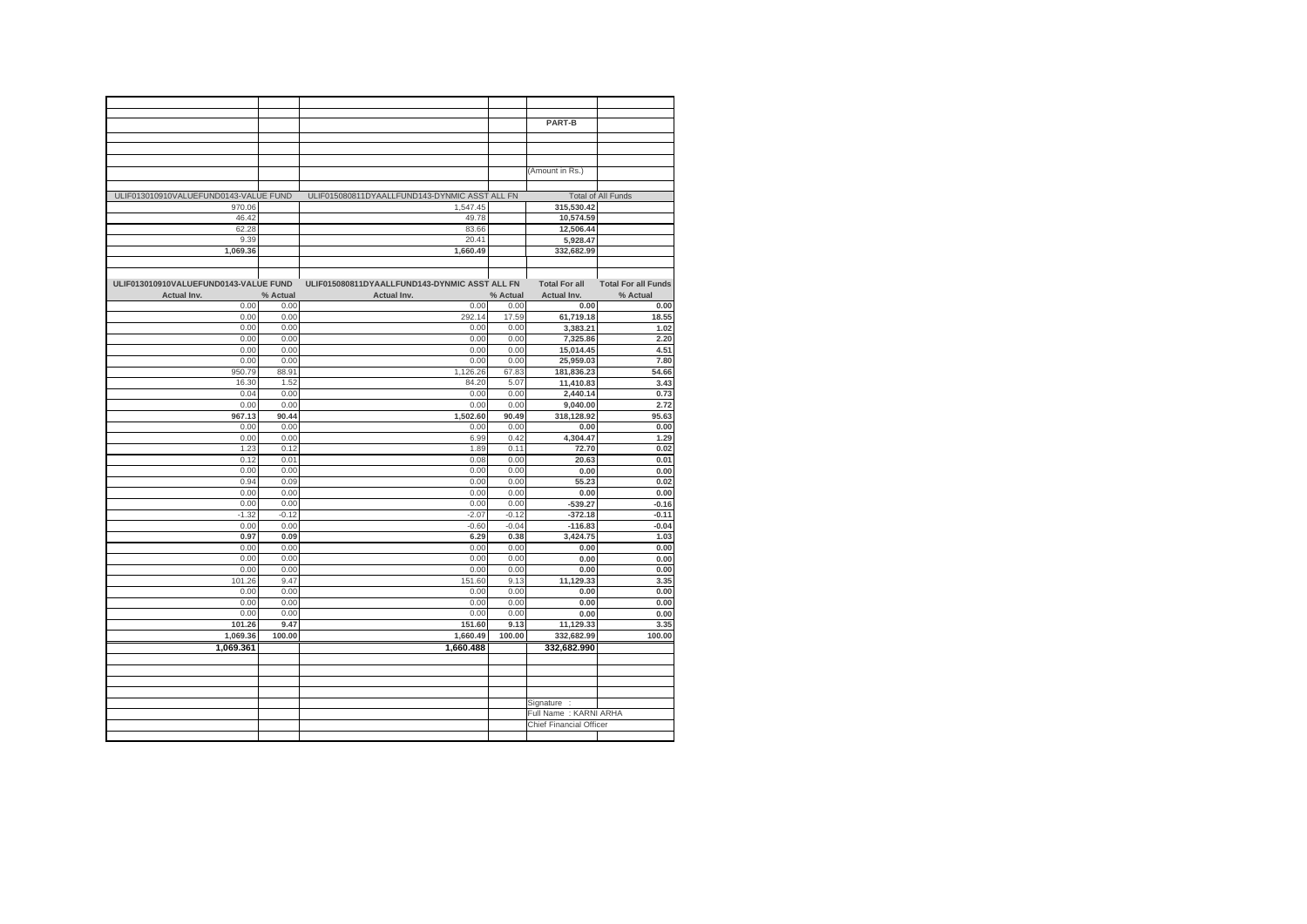**PART-B**

(Amount in Rs.)

| ULIF013010910VALUEFUND0143-VALUE FUND | | ULIF015080811DYAALLFUND143-DYNMIC ASST ALL FN | | Total of All Funds | |
|---|---|---|---|---|---|
| 970.06 | | 1,547.45 | | 315,530.42 | |
| 46.42 | | 49.78 | | 10,574.59 | |
| 62.28 | | 83.66 | | 12,506.44 | |
| 9.39 | | 20.41 | | 5,928.47 | |
| **1,069.36** | | **1,660.49** | | **332,682.99** | |

| ULIF013010910VALUEFUND0143-VALUE FUND | | ULIF015080811DYAALLFUND143-DYNMIC ASST ALL FN | | Total For all | Total For all Funds |
|---|---|---|---|---|---|
| Actual Inv. | % Actual | Actual Inv. | % Actual | Actual Inv. | % Actual |
| 0.00 | 0.00 | 0.00 | 0.00 | 0.00 | 0.00 |
| 0.00 | 0.00 | 292.14 | 17.59 | 61,719.18 | 18.55 |
| 0.00 | 0.00 | 0.00 | 0.00 | 3,383.21 | 1.02 |
| 0.00 | 0.00 | 0.00 | 0.00 | 7,325.86 | 2.20 |
| 0.00 | 0.00 | 0.00 | 0.00 | 15,014.45 | 4.51 |
| 0.00 | 0.00 | 0.00 | 0.00 | 25,959.03 | 7.80 |
| 950.79 | 88.91 | 1,126.26 | 67.83 | 181,836.23 | 54.66 |
| 16.30 | 1.52 | 84.20 | 5.07 | 11,410.83 | 3.43 |
| 0.04 | 0.00 | 0.00 | 0.00 | 2,440.14 | 0.73 |
| 0.00 | 0.00 | 0.00 | 0.00 | 9,040.00 | 2.72 |
| **967.13** | **90.44** | **1,502.60** | **90.49** | **318,128.92** | **95.63** |
| 0.00 | 0.00 | 0.00 | 0.00 | 0.00 | 0.00 |
| 0.00 | 0.00 | 6.99 | 0.42 | 4,304.47 | 1.29 |
| 1.23 | 0.12 | 1.89 | 0.11 | 72.70 | 0.02 |
| 0.12 | 0.01 | 0.08 | 0.00 | 20.63 | 0.01 |
| 0.00 | 0.00 | 0.00 | 0.00 | 0.00 | 0.00 |
| 0.94 | 0.09 | 0.00 | 0.00 | 55.23 | 0.02 |
| 0.00 | 0.00 | 0.00 | 0.00 | 0.00 | 0.00 |
| 0.00 | 0.00 | 0.00 | 0.00 | -539.27 | -0.16 |
| -1.32 | -0.12 | -2.07 | -0.12 | -372.18 | -0.11 |
| 0.00 | 0.00 | -0.60 | -0.04 | -116.83 | -0.04 |
| **0.97** | **0.09** | **6.29** | **0.38** | **3,424.75** | **1.03** |
| 0.00 | 0.00 | 0.00 | 0.00 | 0.00 | 0.00 |
| 0.00 | 0.00 | 0.00 | 0.00 | 0.00 | 0.00 |
| 0.00 | 0.00 | 0.00 | 0.00 | 0.00 | 0.00 |
| 101.26 | 9.47 | 151.60 | 9.13 | 11,129.33 | 3.35 |
| 0.00 | 0.00 | 0.00 | 0.00 | 0.00 | 0.00 |
| 0.00 | 0.00 | 0.00 | 0.00 | 0.00 | 0.00 |
| 0.00 | 0.00 | 0.00 | 0.00 | 0.00 | 0.00 |
| **101.26** | **9.47** | **151.60** | **9.13** | **11,129.33** | **3.35** |
| **1,069.36** | **100.00** | **1,660.49** | **100.00** | **332,682.99** | **100.00** |
| **1,069.361** | | **1,660.488** | | **332,682.990** | |

Signature :

Full Name : KARNI ARHA

Chief Financial Officer